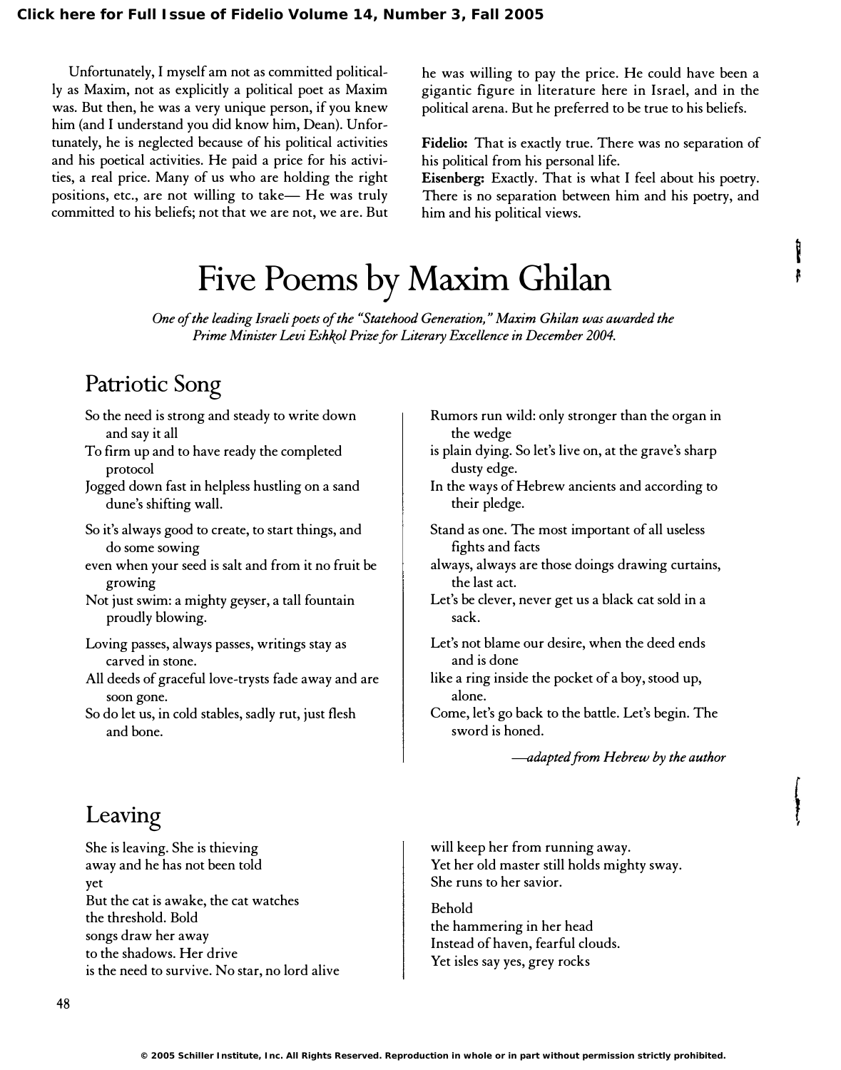Unfortunately, I myself am not as committed politically as Maxim, not as explicitly a political poet as Maxim was. But then, he was a very unique person, if you knew him (and I understand you did know him, Dean). Unfortunately, he is neglected because of his political activities and his poetical activities. He paid a price for his activities, a real price. Many of us who are holding the right positions, etc., are not willing to take— He was truly committed to his beliefs; not that we are not, we are. But he was willing to pay the price. He could have been a gigantic figure in literature here in Israel, and in the political arena. But he preferred to be true to his beliefs.

**Fidelio:** That is exactly true. There was no separation of his political from his personal life.

**Eisenberg:** Exactly. That is what I feel about his poetry. There is no separation between him and his poetry, and him and his political views.

# Five Poems by Maxim Ghilan

*One of the leading Israeli poets of the "Statehood Generation," Maxim Ghilan was awarded the Prime Minister Levi Eshkol Prize for Literary Excellence in December 2004.*

## Patriotic Song

So the need is strong and steady to write down and say it all
To firm up and to have ready the completed protocol
Jogged down fast in helpless hustling on a sand dune's shifting wall.

So it's always good to create, to start things, and do some sowing
even when your seed is salt and from it no fruit be growing
Not just swim: a mighty geyser, a tall fountain proudly blowing.

Loving passes, always passes, writings stay as carved in stone.
All deeds of graceful love-trysts fade away and are soon gone.
So do let us, in cold stables, sadly rut, just flesh and bone.

Rumors run wild: only stronger than the organ in the wedge
is plain dying. So let's live on, at the grave's sharp dusty edge.
In the ways of Hebrew ancients and according to their pledge.

Stand as one. The most important of all useless fights and facts
always, always are those doings drawing curtains, the last act.
Let's be clever, never get us a black cat sold in a sack.

Let's not blame our desire, when the deed ends and is done
like a ring inside the pocket of a boy, stood up, alone.
Come, let's go back to the battle. Let's begin. The sword is honed.

*—adapted from Hebrew by the author*

## Leaving

She is leaving. She is thieving
away and he has not been told
yet
But the cat is awake, the cat watches
the threshold. Bold
songs draw her away
to the shadows. Her drive
is the need to survive. No star, no lord alive
will keep her from running away.
Yet her old master still holds mighty sway.
She runs to her savior.

Behold
the hammering in her head
Instead of haven, fearful clouds.
Yet isles say yes, grey rocks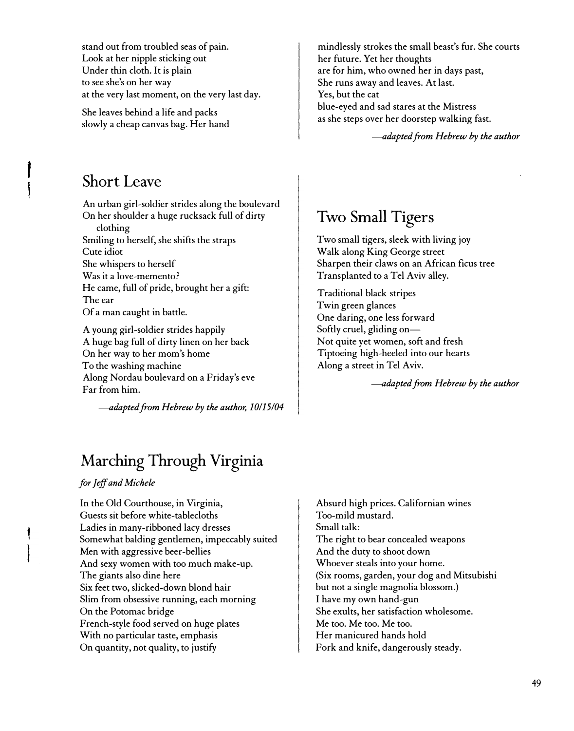stand out from troubled seas of pain.
Look at her nipple sticking out
Under thin cloth. It is plain
to see she's on her way
at the very last moment, on the very last day.

She leaves behind a life and packs
slowly a cheap canvas bag. Her hand
mindlessly strokes the small beast's fur. She courts
her future. Yet her thoughts
are for him, who owned her in days past,
She runs away and leaves. At last.
Yes, but the cat
blue-eyed and sad stares at the Mistress
as she steps over her doorstep walking fast.

*—adapted from Hebrew by the author*

## Short Leave

An urban girl-soldier strides along the boulevard
On her shoulder a huge rucksack full of dirty
clothing
Smiling to herself, she shifts the straps
Cute idiot
She whispers to herself
Was it a love-memento?
He came, full of pride, brought her a gift:
The ear
Of a man caught in battle.

A young girl-soldier strides happily
A huge bag full of dirty linen on her back
On her way to her mom's home
To the washing machine
Along Nordau boulevard on a Friday's eve
Far from him.

*—adapted from Hebrew by the author, 10/15/04*

## Two Small Tigers

Two small tigers, sleek with living joy
Walk along King George street
Sharpen their claws on an African ficus tree
Transplanted to a Tel Aviv alley.

Traditional black stripes
Twin green glances
One daring, one less forward
Softly cruel, gliding on—
Not quite yet women, soft and fresh
Tiptoeing high-heeled into our hearts
Along a street in Tel Aviv.

*—adapted from Hebrew by the author*

## Marching Through Virginia

*for Jeff and Michele*

In the Old Courthouse, in Virginia,
Guests sit before white-tablecloths
Ladies in many-ribboned lacy dresses
Somewhat balding gentlemen, impeccably suited
Men with aggressive beer-bellies
And sexy women with too much make-up.
The giants also dine here
Six feet two, slicked-down blond hair
Slim from obsessive running, each morning
On the Potomac bridge
French-style food served on huge plates
With no particular taste, emphasis
On quantity, not quality, to justify
Absurd high prices. Californian wines
Too-mild mustard.
Small talk:
The right to bear concealed weapons
And the duty to shoot down
Whoever steals into your home.
(Six rooms, garden, your dog and Mitsubishi
but not a single magnolia blossom.)
I have my own hand-gun
She exults, her satisfaction wholesome.
Me too. Me too. Me too.
Her manicured hands hold
Fork and knife, dangerously steady.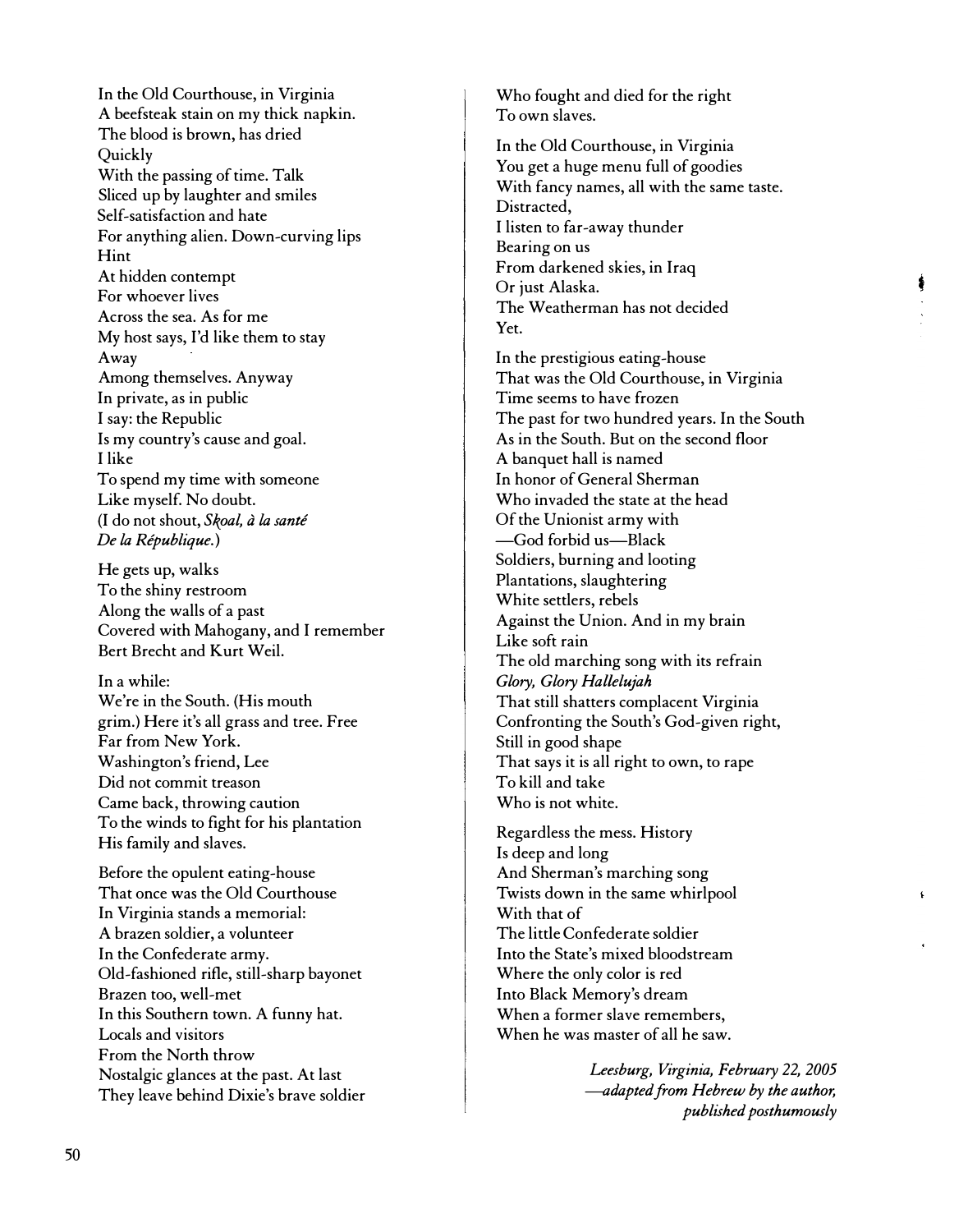In the Old Courthouse, in Virginia  
A beefsteak stain on my thick napkin.  
The blood is brown, has dried  
Quickly  
With the passing of time. Talk  
Sliced up by laughter and smiles  
Self-satisfaction and hate  
For anything alien. Down-curving lips  
Hint  
At hidden contempt  
For whoever lives  
Across the sea. As for me  
My host says, I'd like them to stay  
Away  
Among themselves. Anyway  
In private, as in public  
I say: the Republic  
Is my country's cause and goal.  
I like  
To spend my time with someone  
Like myself. No doubt.  
(I do not shout, *Skoal, à la santé*  
*De la République.*)

He gets up, walks  
To the shiny restroom  
Along the walls of a past  
Covered with Mahogany, and I remember  
Bert Brecht and Kurt Weil.

In a while:  
We're in the South. (His mouth  
grim.) Here it's all grass and tree. Free  
Far from New York.  
Washington's friend, Lee  
Did not commit treason  
Came back, throwing caution  
To the winds to fight for his plantation  
His family and slaves.

Before the opulent eating-house  
That once was the Old Courthouse  
In Virginia stands a memorial:  
A brazen soldier, a volunteer  
In the Confederate army.  
Old-fashioned rifle, still-sharp bayonet  
Brazen too, well-met  
In this Southern town. A funny hat.  
Locals and visitors  
From the North throw  
Nostalgic glances at the past. At last  
They leave behind Dixie's brave soldier  
Who fought and died for the right  
To own slaves.

In the Old Courthouse, in Virginia  
You get a huge menu full of goodies  
With fancy names, all with the same taste.  
Distracted,  
I listen to far-away thunder  
Bearing on us  
From darkened skies, in Iraq  
Or just Alaska.  
The Weatherman has not decided  
Yet.

In the prestigious eating-house  
That was the Old Courthouse, in Virginia  
Time seems to have frozen  
The past for two hundred years. In the South  
As in the South. But on the second floor  
A banquet hall is named  
In honor of General Sherman  
Who invaded the state at the head  
Of the Unionist army with  
—God forbid us—Black  
Soldiers, burning and looting  
Plantations, slaughtering  
White settlers, rebels  
Against the Union. And in my brain  
Like soft rain  
The old marching song with its refrain  
*Glory, Glory Hallelujah*  
That still shatters complacent Virginia  
Confronting the South's God-given right,  
Still in good shape  
That says it is all right to own, to rape  
To kill and take  
Who is not white.

Regardless the mess. History  
Is deep and long  
And Sherman's marching song  
Twists down in the same whirlpool  
With that of  
The little Confederate soldier  
Into the State's mixed bloodstream  
Where the only color is red  
Into Black Memory's dream  
When a former slave remembers,  
When he was master of all he saw.

*Leesburg, Virginia, February 22, 2005*  
*—adapted from Hebrew by the author,*  
*published posthumously*